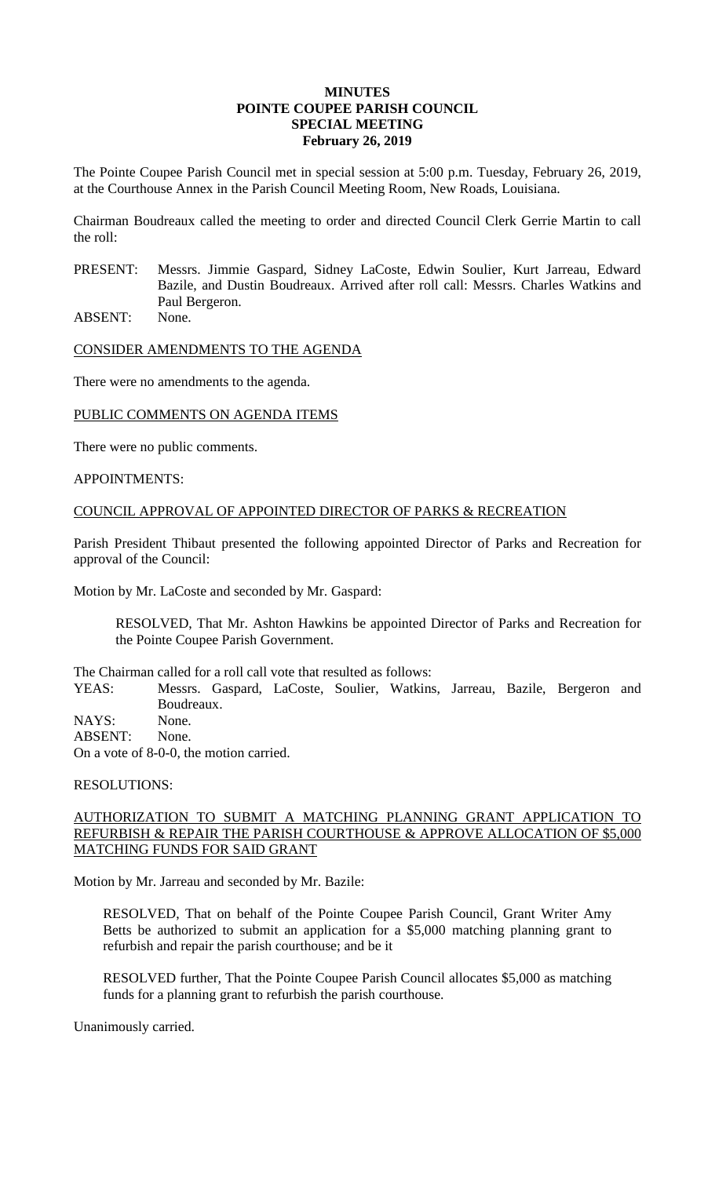**MINUTES**
**POINTE COUPEE PARISH COUNCIL**
**SPECIAL MEETING**
**February 26, 2019**

The Pointe Coupee Parish Council met in special session at 5:00 p.m. Tuesday, February 26, 2019, at the Courthouse Annex in the Parish Council Meeting Room, New Roads, Louisiana.

Chairman Boudreaux called the meeting to order and directed Council Clerk Gerrie Martin to call the roll:

PRESENT: Messrs. Jimmie Gaspard, Sidney LaCoste, Edwin Soulier, Kurt Jarreau, Edward Bazile, and Dustin Boudreaux. Arrived after roll call: Messrs. Charles Watkins and Paul Bergeron.
ABSENT: None.

CONSIDER AMENDMENTS TO THE AGENDA

There were no amendments to the agenda.

PUBLIC COMMENTS ON AGENDA ITEMS

There were no public comments.

APPOINTMENTS:

COUNCIL APPROVAL OF APPOINTED DIRECTOR OF PARKS & RECREATION

Parish President Thibaut presented the following appointed Director of Parks and Recreation for approval of the Council:

Motion by Mr. LaCoste and seconded by Mr. Gaspard:

> RESOLVED, That Mr. Ashton Hawkins be appointed Director of Parks and Recreation for the Pointe Coupee Parish Government.

The Chairman called for a roll call vote that resulted as follows:
YEAS: Messrs. Gaspard, LaCoste, Soulier, Watkins, Jarreau, Bazile, Bergeron and Boudreaux.
NAYS: None.
ABSENT: None.
On a vote of 8-0-0, the motion carried.

RESOLUTIONS:

AUTHORIZATION TO SUBMIT A MATCHING PLANNING GRANT APPLICATION TO REFURBISH & REPAIR THE PARISH COURTHOUSE & APPROVE ALLOCATION OF $5,000 MATCHING FUNDS FOR SAID GRANT

Motion by Mr. Jarreau and seconded by Mr. Bazile:

> RESOLVED, That on behalf of the Pointe Coupee Parish Council, Grant Writer Amy Betts be authorized to submit an application for a $5,000 matching planning grant to refurbish and repair the parish courthouse; and be it
>
> RESOLVED further, That the Pointe Coupee Parish Council allocates $5,000 as matching funds for a planning grant to refurbish the parish courthouse.

Unanimously carried.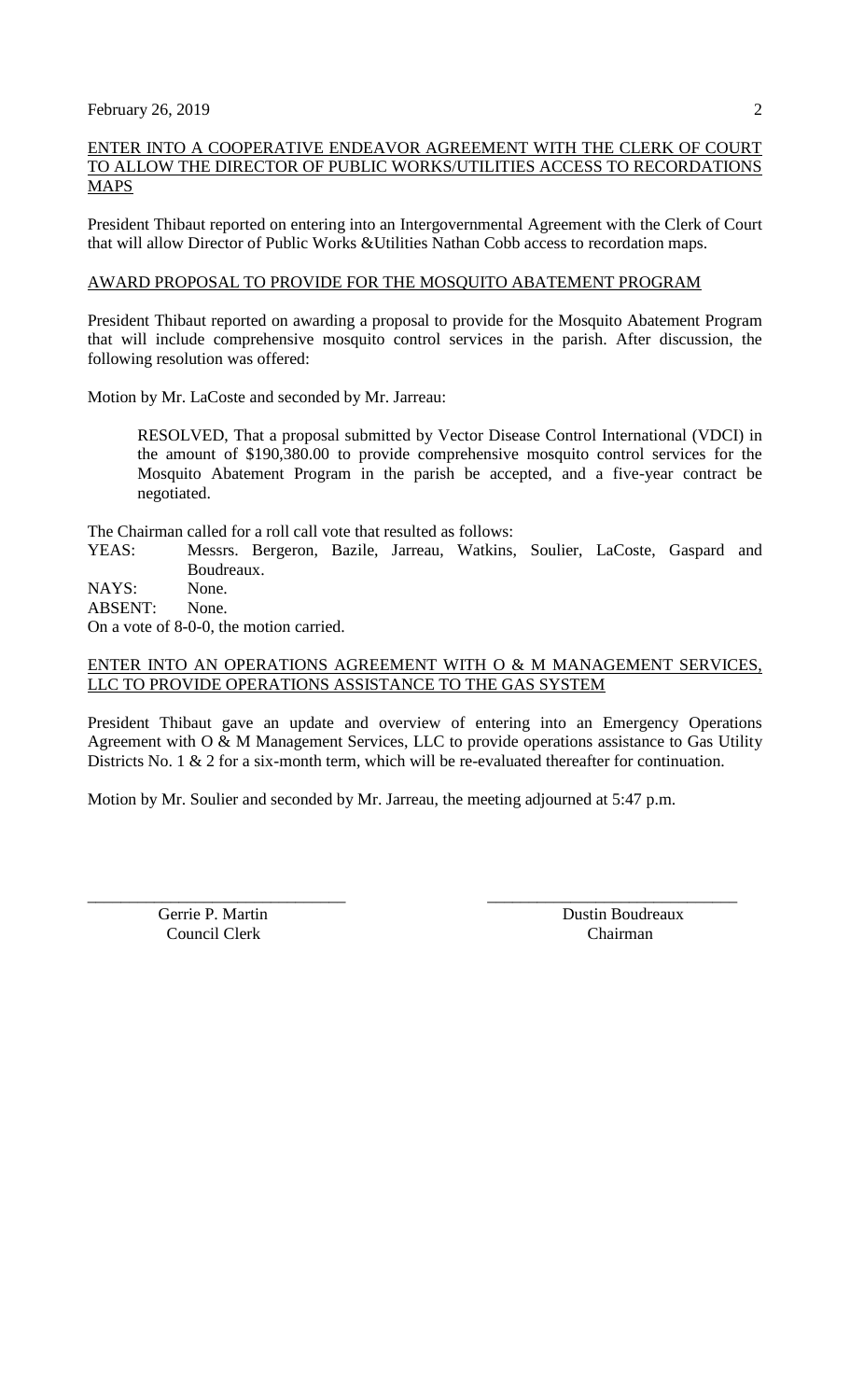## ENTER INTO A COOPERATIVE ENDEAVOR AGREEMENT WITH THE CLERK OF COURT TO ALLOW THE DIRECTOR OF PUBLIC WORKS/UTILITIES ACCESS TO RECORDATIONS MAPS

President Thibaut reported on entering into an Intergovernmental Agreement with the Clerk of Court that will allow Director of Public Works &Utilities Nathan Cobb access to recordation maps.

## AWARD PROPOSAL TO PROVIDE FOR THE MOSQUITO ABATEMENT PROGRAM

President Thibaut reported on awarding a proposal to provide for the Mosquito Abatement Program that will include comprehensive mosquito control services in the parish. After discussion, the following resolution was offered:

Motion by Mr. LaCoste and seconded by Mr. Jarreau:

> RESOLVED, That a proposal submitted by Vector Disease Control International (VDCI) in the amount of $190,380.00 to provide comprehensive mosquito control services for the Mosquito Abatement Program in the parish be accepted, and a five-year contract be negotiated.

The Chairman called for a roll call vote that resulted as follows:

YEAS: Messrs. Bergeron, Bazile, Jarreau, Watkins, Soulier, LaCoste, Gaspard and Boudreaux.
NAYS: None.
ABSENT: None.
On a vote of 8-0-0, the motion carried.

## ENTER INTO AN OPERATIONS AGREEMENT WITH O & M MANAGEMENT SERVICES, LLC TO PROVIDE OPERATIONS ASSISTANCE TO THE GAS SYSTEM

President Thibaut gave an update and overview of entering into an Emergency Operations Agreement with O & M Management Services, LLC to provide operations assistance to Gas Utility Districts No. 1 & 2 for a six-month term, which will be re-evaluated thereafter for continuation.

Motion by Mr. Soulier and seconded by Mr. Jarreau, the meeting adjourned at 5:47 p.m.

______________________________
Gerrie P. Martin
Council Clerk

______________________________
Dustin Boudreaux
Chairman